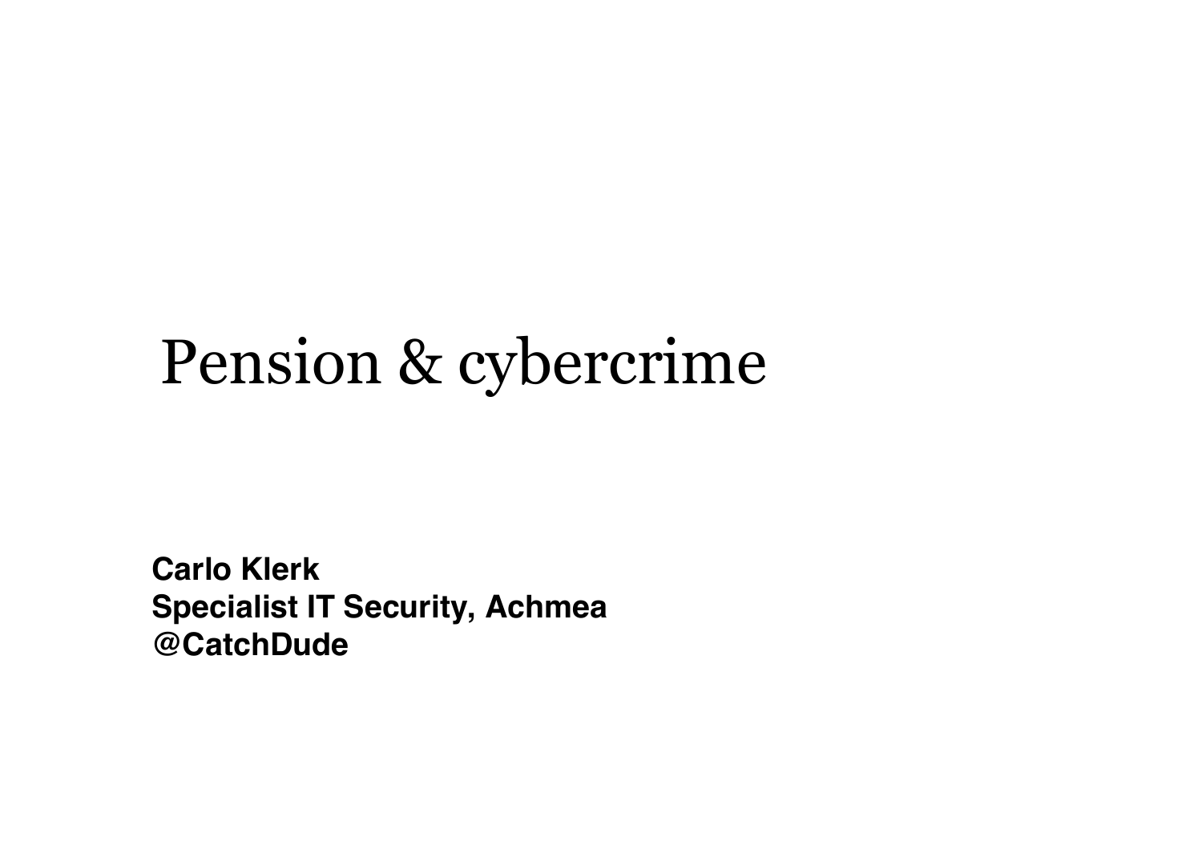# Pension & cybercrime

**Carlo Klerk**
**Specialist IT Security, Achmea**
**@CatchDude**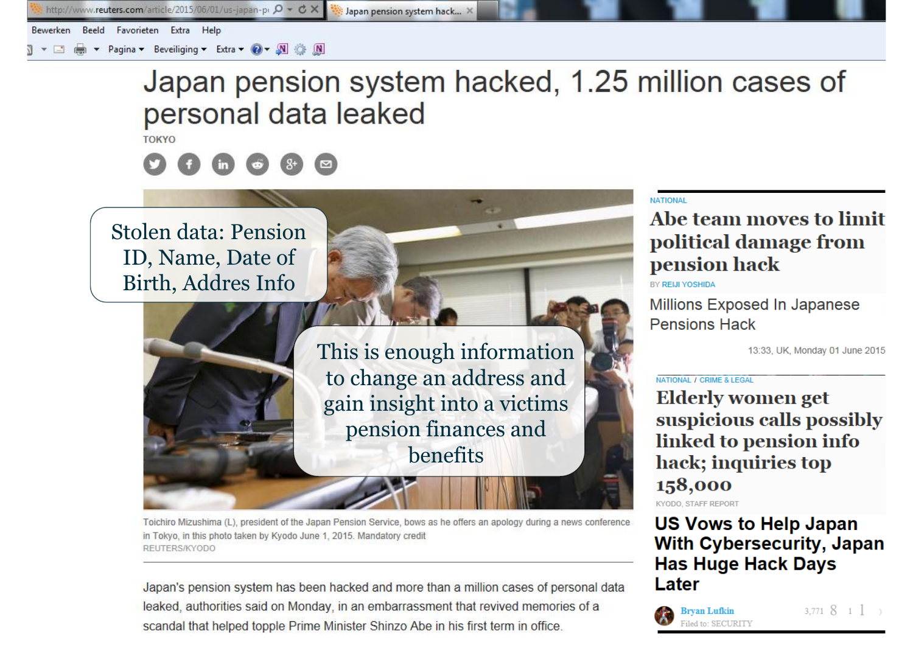# Japan pension system hacked, 1.25 million cases of personal data leaked

TOKYO

Stolen data: Pension ID, Name, Date of Birth, Addres Info

This is enough information to change an address and gain insight into a victims pension finances and benefits

Toichiro Mizushima (L), president of the Japan Pension Service, bows as he offers an apology during a news conference in Tokyo, in this photo taken by Kyodo June 1, 2015. Mandatory credit REUTERS/KYODO

Japan's pension system has been hacked and more than a million cases of personal data leaked, authorities said on Monday, in an embarrassment that revived memories of a scandal that helped topple Prime Minister Shinzo Abe in his first term in office.

NATIONAL

## Abe team moves to limit political damage from pension hack

BY REIJI YOSHIDA

## Millions Exposed In Japanese Pensions Hack

13:33, UK, Monday 01 June 2015

NATIONAL / CRIME & LEGAL

## Elderly women get suspicious calls possibly linked to pension info hack; inquiries top 158,000

KYODO, STAFF REPORT

## US Vows to Help Japan With Cybersecurity, Japan Has Huge Hack Days Later

Bryan Lufkin

Filed to: SECURITY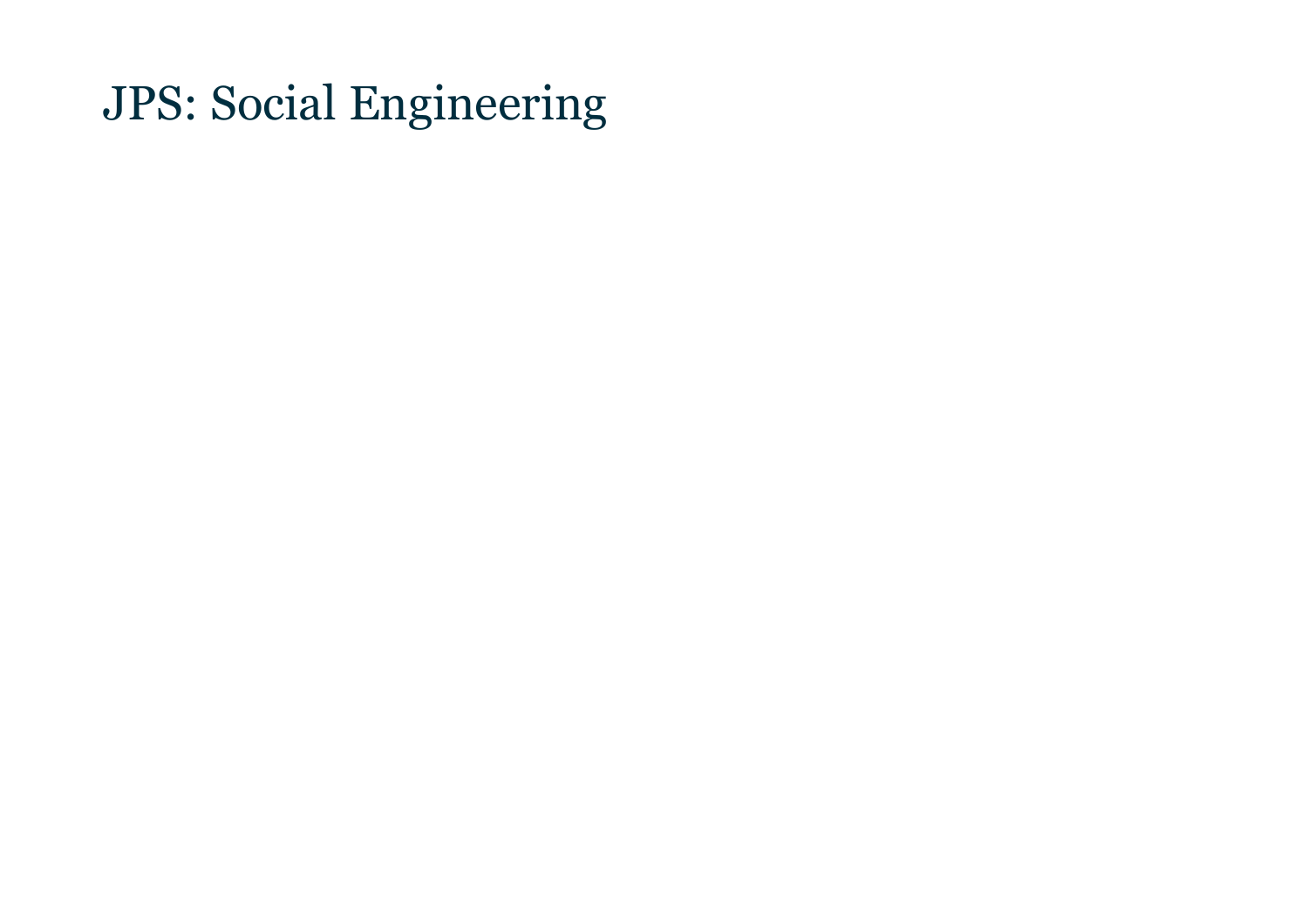# JPS: Social Engineering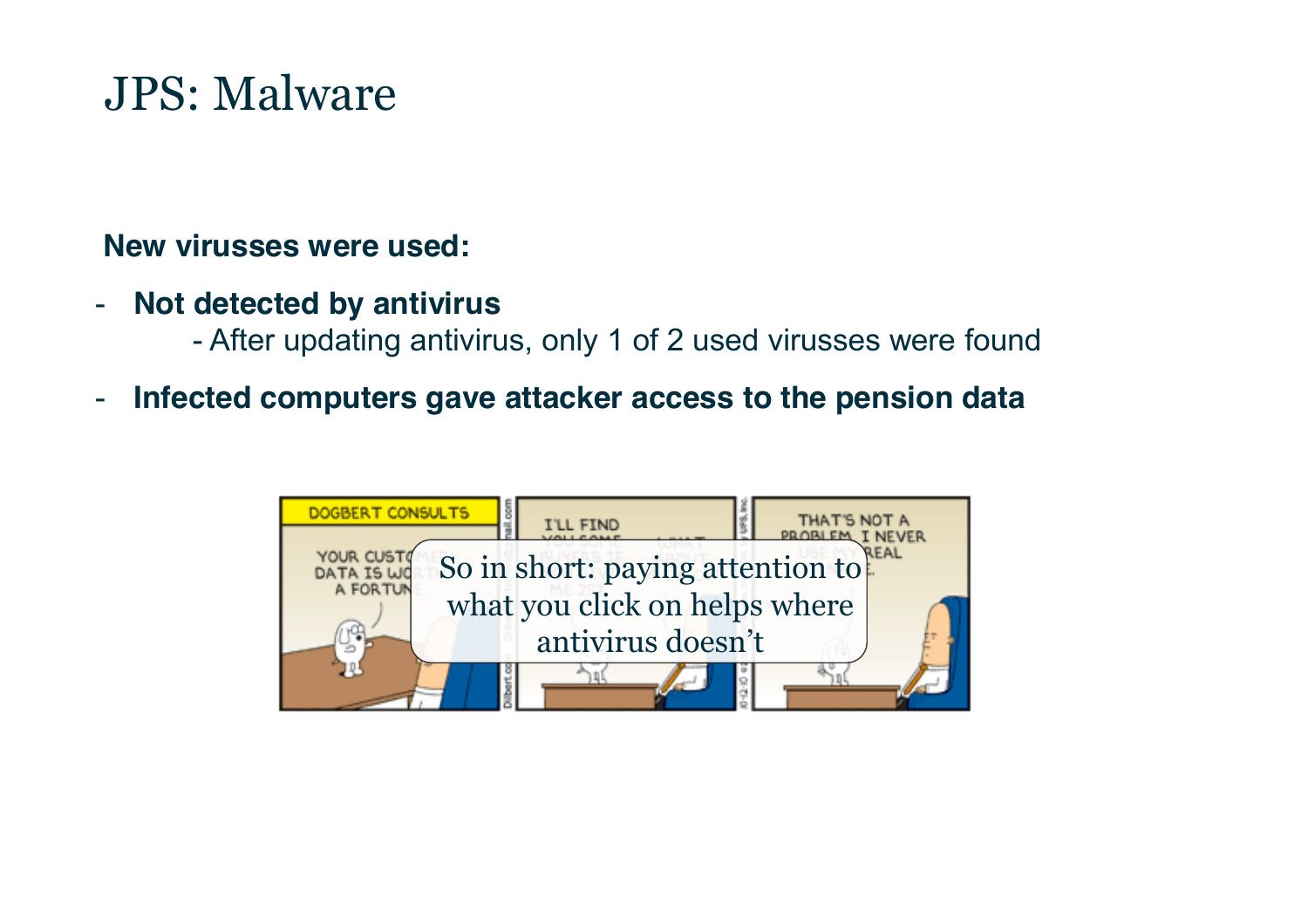# JPS: Malware

**New virusses were used:**

- **Not detected by antivirus**
  - After updating antivirus, only 1 of 2 used virusses were found
- **Infected computers gave attacker access to the pension data**

So in short: paying attention to what you click on helps where antivirus doesn't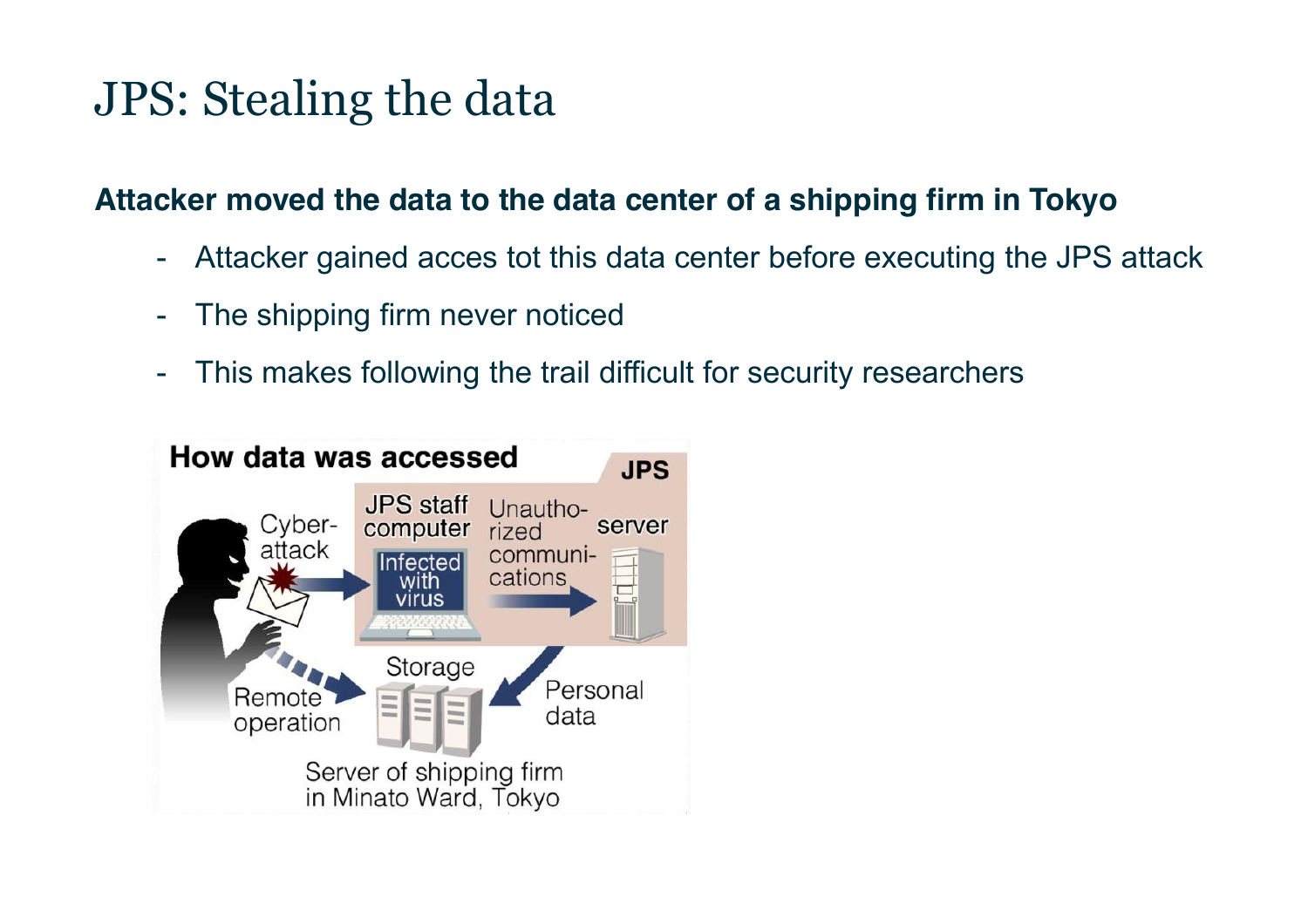# JPS: Stealing the data

**Attacker moved the data to the data center of a shipping firm in Tokyo**

- Attacker gained acces tot this data center before executing the JPS attack
- The shipping firm never noticed
- This makes following the trail difficult for security researchers

**How data was accessed**

JPS

Cyber-attack → JPS staff computer (Infected with virus) → Unauthorized communications → server

Personal data → Storage (Server of shipping firm in Minato Ward, Tokyo)

Remote operation → Storage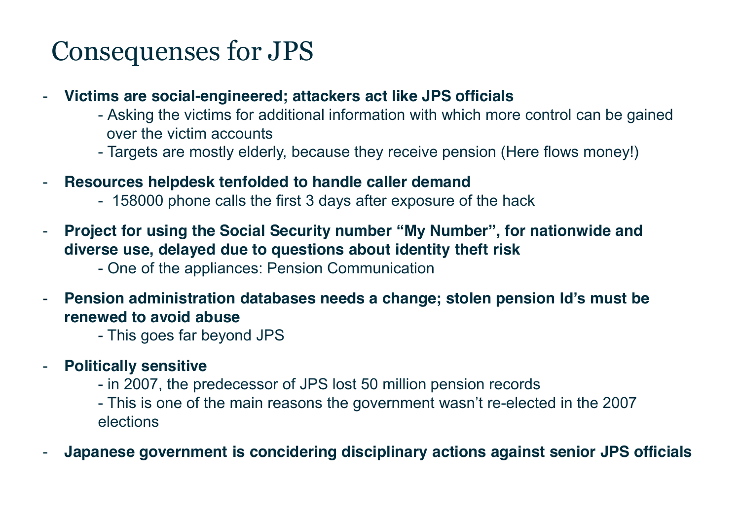# Consequenses for JPS

- **Victims are social-engineered; attackers act like JPS officials**
  - Asking the victims for additional information with which more control can be gained over the victim accounts
  - Targets are mostly elderly, because they receive pension (Here flows money!)
- **Resources helpdesk tenfolded to handle caller demand**
  - 158000 phone calls the first 3 days after exposure of the hack
- **Project for using the Social Security number "My Number", for nationwide and diverse use, delayed due to questions about identity theft risk**
  - One of the appliances: Pension Communication
- **Pension administration databases needs a change; stolen pension Id's must be renewed to avoid abuse**
  - This goes far beyond JPS
- **Politically sensitive**
  - in 2007, the predecessor of JPS lost 50 million pension records
  - This is one of the main reasons the government wasn't re-elected in the 2007 elections
- **Japanese government is concidering disciplinary actions against senior JPS officials**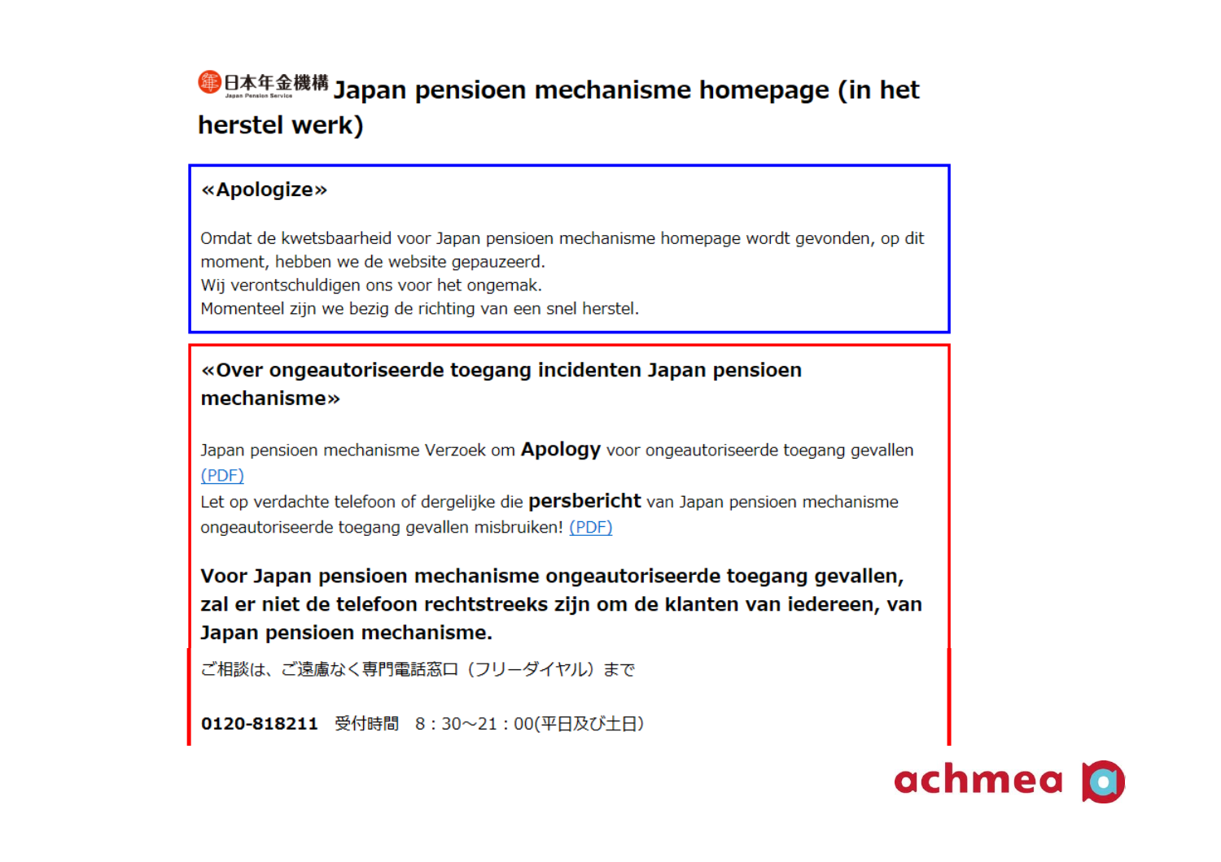# 日本年金機構 Japan pensioen mechanisme homepage (in het herstel werk)

**«Apologize»**

Omdat de kwetsbaarheid voor Japan pensioen mechanisme homepage wordt gevonden, op dit moment, hebben we de website gepauzeerd.
Wij verontschuldigen ons voor het ongemak.
Momenteel zijn we bezig de richting van een snel herstel.

**«Over ongeautoriseerde toegang incidenten Japan pensioen mechanisme»**

Japan pensioen mechanisme Verzoek om **Apology** voor ongeautoriseerde toegang gevallen (PDF)
Let op verdachte telefoon of dergelijke die **persbericht** van Japan pensioen mechanisme ongeautoriseerde toegang gevallen misbruiken! (PDF)

**Voor Japan pensioen mechanisme ongeautoriseerde toegang gevallen, zal er niet de telefoon rechtstreeks zijn om de klanten van iedereen, van Japan pensioen mechanisme.**

ご相談は、ご遠慮なく専門電話窓口（フリーダイヤル）まで

**0120-818211** 受付時間 8：30～21：00(平日及び土日)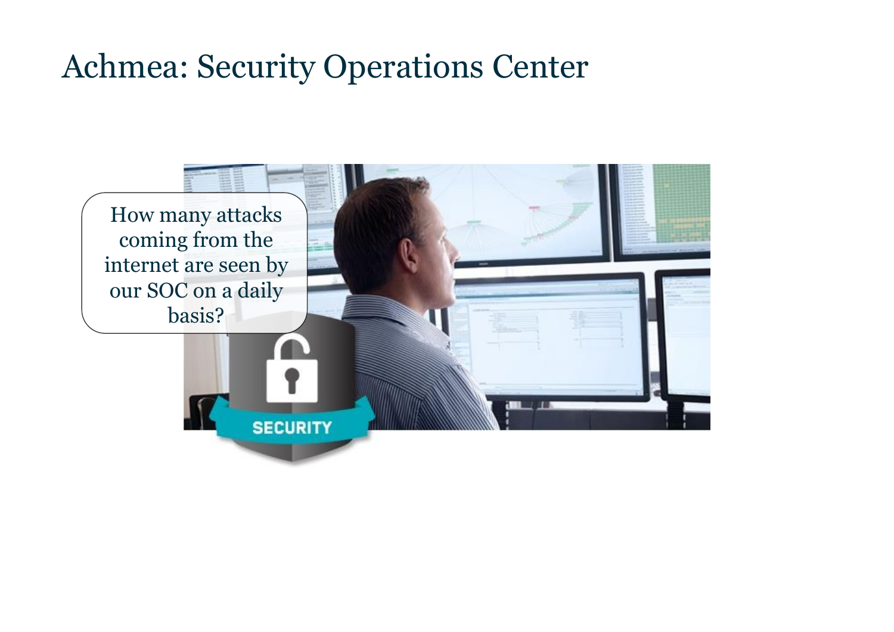# Achmea: Security Operations Center

How many attacks coming from the internet are seen by our SOC on a daily basis?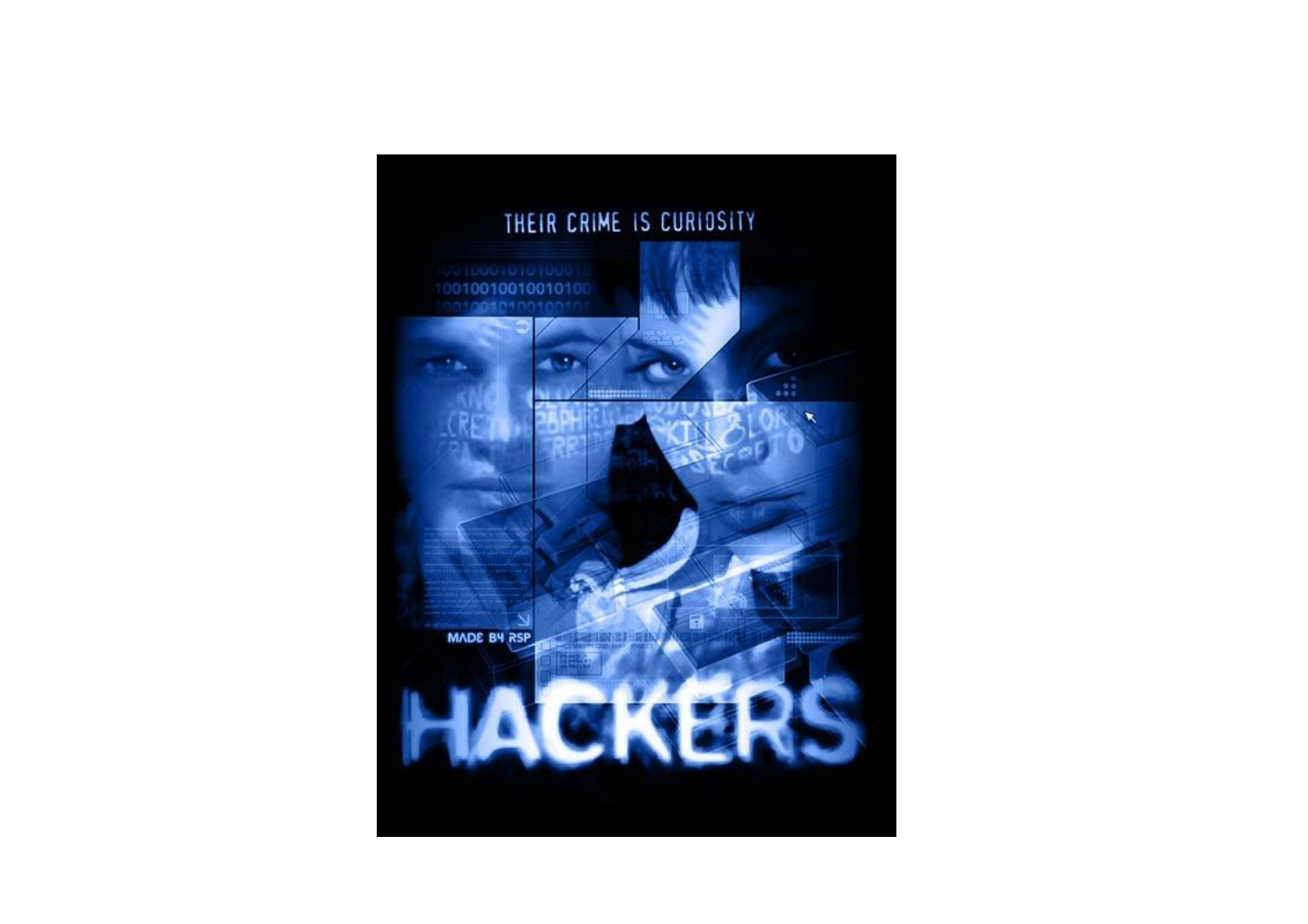THEIR CRIME IS CURIOSITY

MADE BY RSP

# HACKERS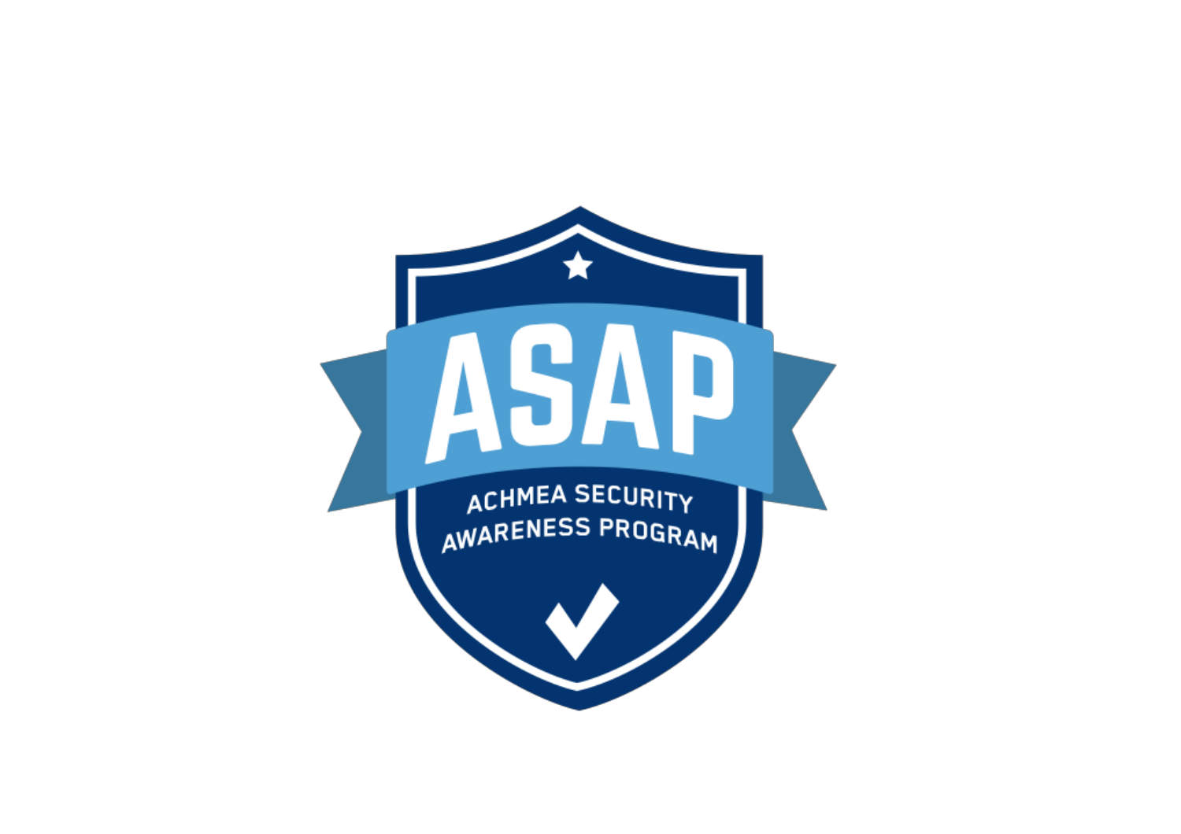ASAP

ACHMEA SECURITY AWARENESS PROGRAM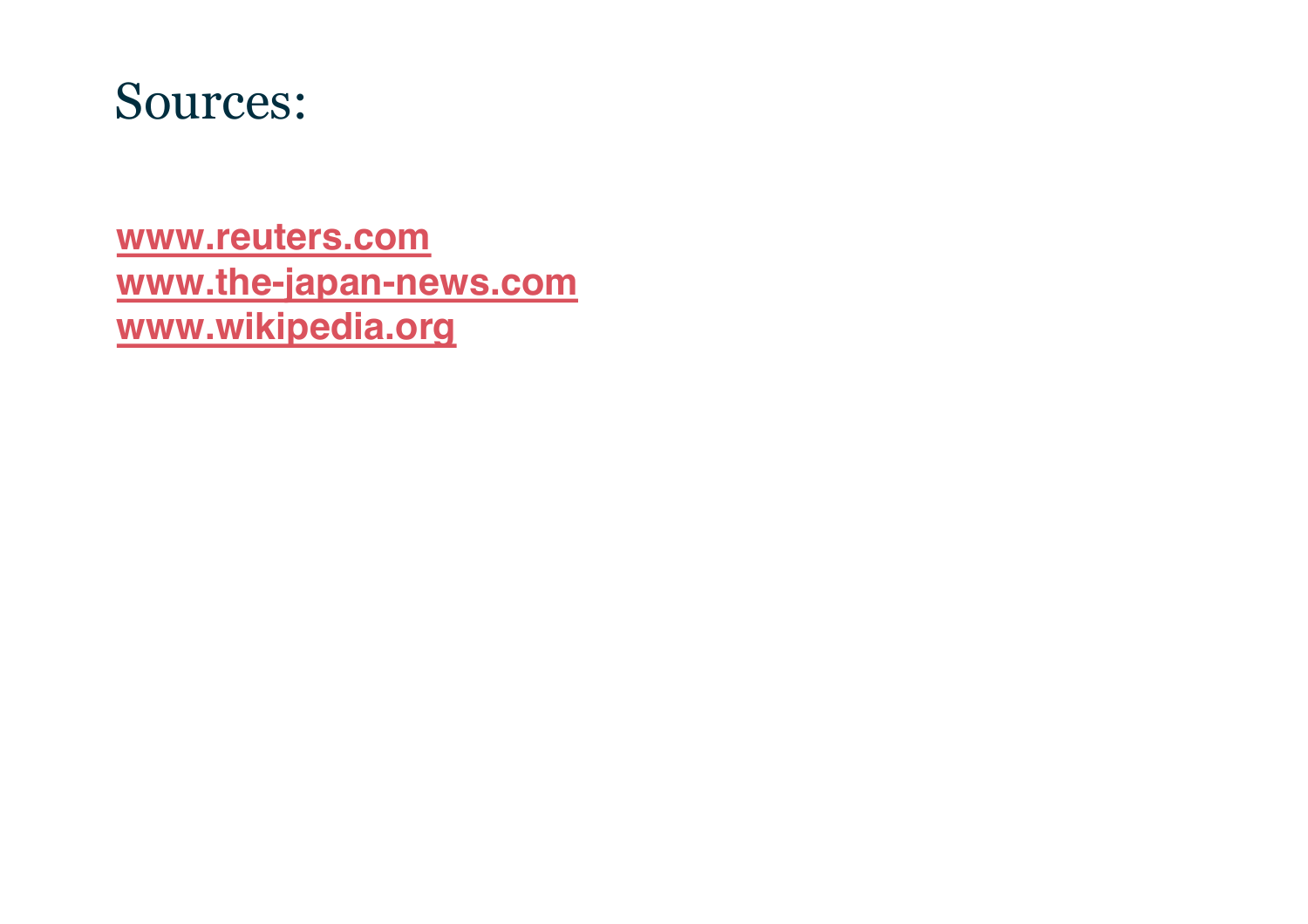# Sources:

**www.reuters.com**
**www.the-japan-news.com**
**www.wikipedia.org**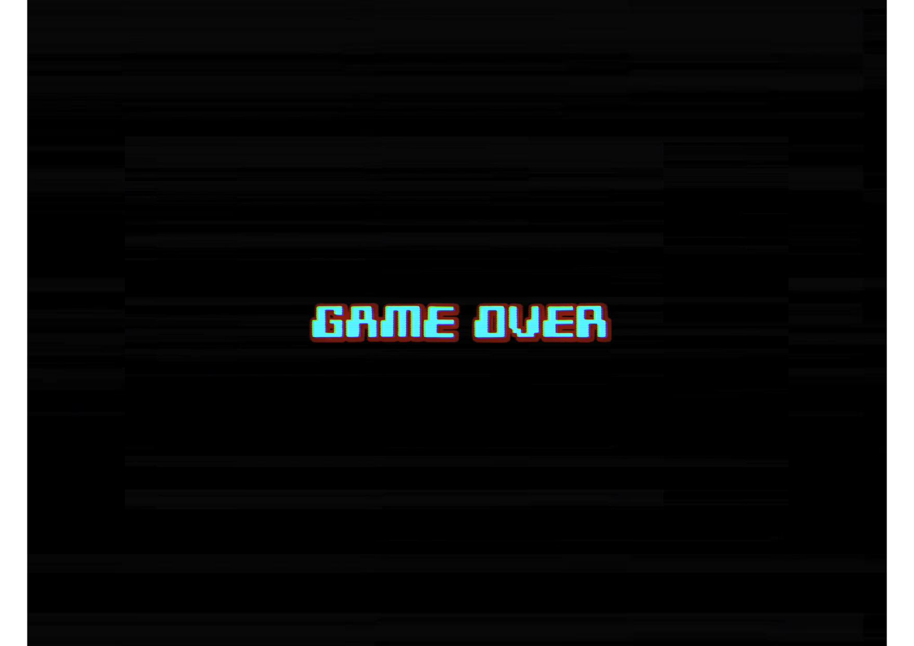GAME OVER